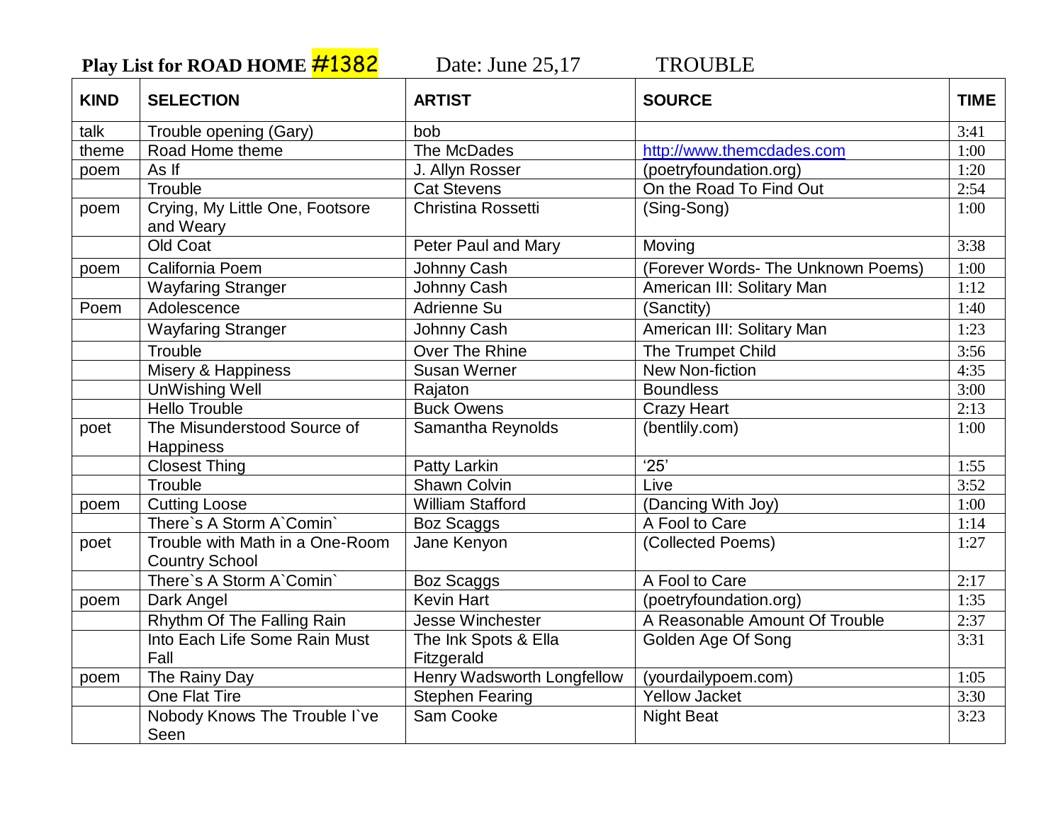**Play List for ROAD HOME #1382** Date: June 25,17 TROUBLE

| KIND | SELECTION | ARTIST | SOURCE | TIME |
|---|---|---|---|---|
| talk | Trouble opening (Gary) | bob | | 3:41 |
| theme | Road Home theme | The McDades | http://www.themcdades.com | 1:00 |
| poem | As If | J. Allyn Rosser | (poetryfoundation.org) | 1:20 |
| | Trouble | Cat Stevens | On the Road To Find Out | 2:54 |
| poem | Crying, My Little One, Footsore and Weary | Christina Rossetti | (Sing-Song) | 1:00 |
| | Old Coat | Peter Paul and Mary | Moving | 3:38 |
| poem | California Poem | Johnny Cash | (Forever Words- The Unknown Poems) | 1:00 |
| | Wayfaring Stranger | Johnny Cash | American III: Solitary Man | 1:12 |
| Poem | Adolescence | Adrienne Su | (Sanctity) | 1:40 |
| | Wayfaring Stranger | Johnny Cash | American III: Solitary Man | 1:23 |
| | Trouble | Over The Rhine | The Trumpet Child | 3:56 |
| | Misery & Happiness | Susan Werner | New Non-fiction | 4:35 |
| | UnWishing Well | Rajaton | Boundless | 3:00 |
| | Hello Trouble | Buck Owens | Crazy Heart | 2:13 |
| poet | The Misunderstood Source of Happiness | Samantha Reynolds | (bentlily.com) | 1:00 |
| | Closest Thing | Patty Larkin | '25' | 1:55 |
| | Trouble | Shawn Colvin | Live | 3:52 |
| poem | Cutting Loose | William Stafford | (Dancing With Joy) | 1:00 |
| | There`s A Storm A`Comin` | Boz Scaggs | A Fool to Care | 1:14 |
| poet | Trouble with Math in a One-Room Country School | Jane Kenyon | (Collected Poems) | 1:27 |
| | There`s A Storm A`Comin` | Boz Scaggs | A Fool to Care | 2:17 |
| poem | Dark Angel | Kevin Hart | (poetryfoundation.org) | 1:35 |
| | Rhythm Of The Falling Rain | Jesse Winchester | A Reasonable Amount Of Trouble | 2:37 |
| | Into Each Life Some Rain Must Fall | The Ink Spots & Ella Fitzgerald | Golden Age Of Song | 3:31 |
| poem | The Rainy Day | Henry Wadsworth Longfellow | (yourdailypoem.com) | 1:05 |
| | One Flat Tire | Stephen Fearing | Yellow Jacket | 3:30 |
| | Nobody Knows The Trouble I`ve Seen | Sam Cooke | Night Beat | 3:23 |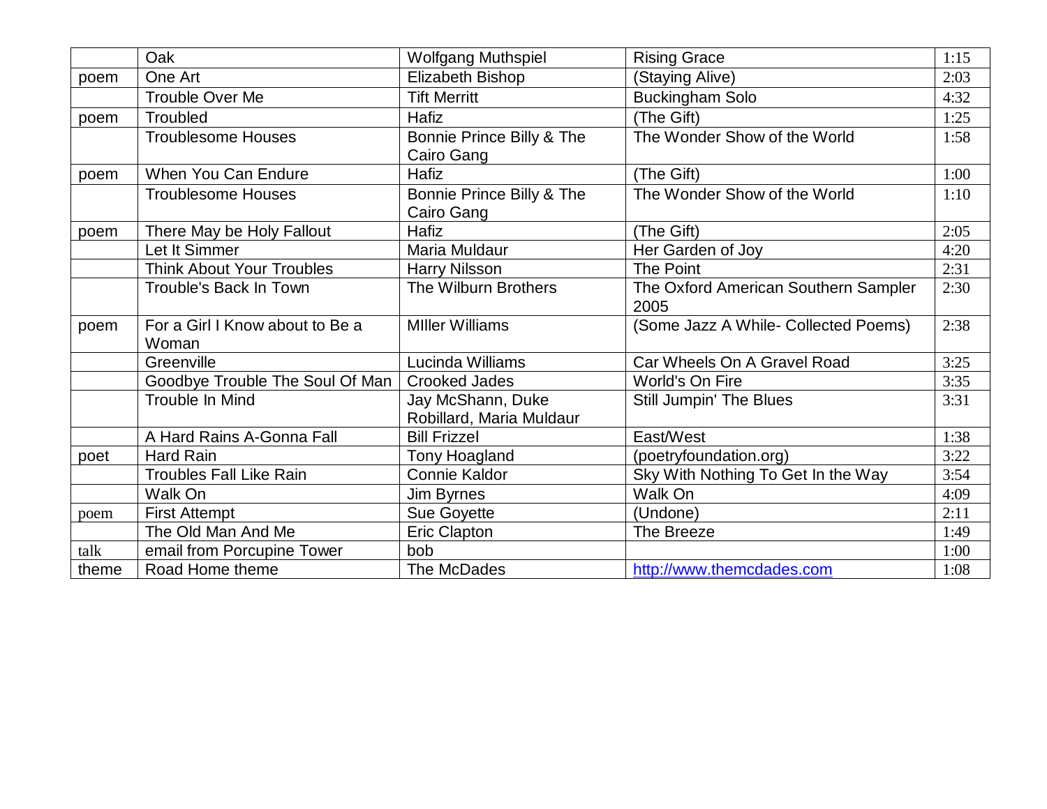| | | | | |
|---|---|---|---|---|
| | Oak | Wolfgang Muthspiel | Rising Grace | 1:15 |
| poem | One Art | Elizabeth Bishop | (Staying Alive) | 2:03 |
| | Trouble Over Me | Tift Merritt | Buckingham Solo | 4:32 |
| poem | Troubled | Hafiz | (The Gift) | 1:25 |
| | Troublesome Houses | Bonnie Prince Billy & The Cairo Gang | The Wonder Show of the World | 1:58 |
| poem | When You Can Endure | Hafiz | (The Gift) | 1:00 |
| | Troublesome Houses | Bonnie Prince Billy & The Cairo Gang | The Wonder Show of the World | 1:10 |
| poem | There May be Holy Fallout | Hafiz | (The Gift) | 2:05 |
| | Let It Simmer | Maria Muldaur | Her Garden of Joy | 4:20 |
| | Think About Your Troubles | Harry Nilsson | The Point | 2:31 |
| | Trouble's Back In Town | The Wilburn Brothers | The Oxford American Southern Sampler 2005 | 2:30 |
| poem | For a Girl I Know about to Be a Woman | MIller Williams | (Some Jazz A While- Collected Poems) | 2:38 |
| | Greenville | Lucinda Williams | Car Wheels On A Gravel Road | 3:25 |
| | Goodbye Trouble The Soul Of Man | Crooked Jades | World's On Fire | 3:35 |
| | Trouble In Mind | Jay McShann, Duke Robillard, Maria Muldaur | Still Jumpin' The Blues | 3:31 |
| | A Hard Rains A-Gonna Fall | Bill Frizzel | East/West | 1:38 |
| poet | Hard Rain | Tony Hoagland | (poetryfoundation.org) | 3:22 |
| | Troubles Fall Like Rain | Connie Kaldor | Sky With Nothing To Get In the Way | 3:54 |
| | Walk On | Jim Byrnes | Walk On | 4:09 |
| poem | First Attempt | Sue Goyette | (Undone) | 2:11 |
| | The Old Man And Me | Eric Clapton | The Breeze | 1:49 |
| talk | email from Porcupine Tower | bob | | 1:00 |
| theme | Road Home theme | The McDades | http://www.themcdades.com | 1:08 |